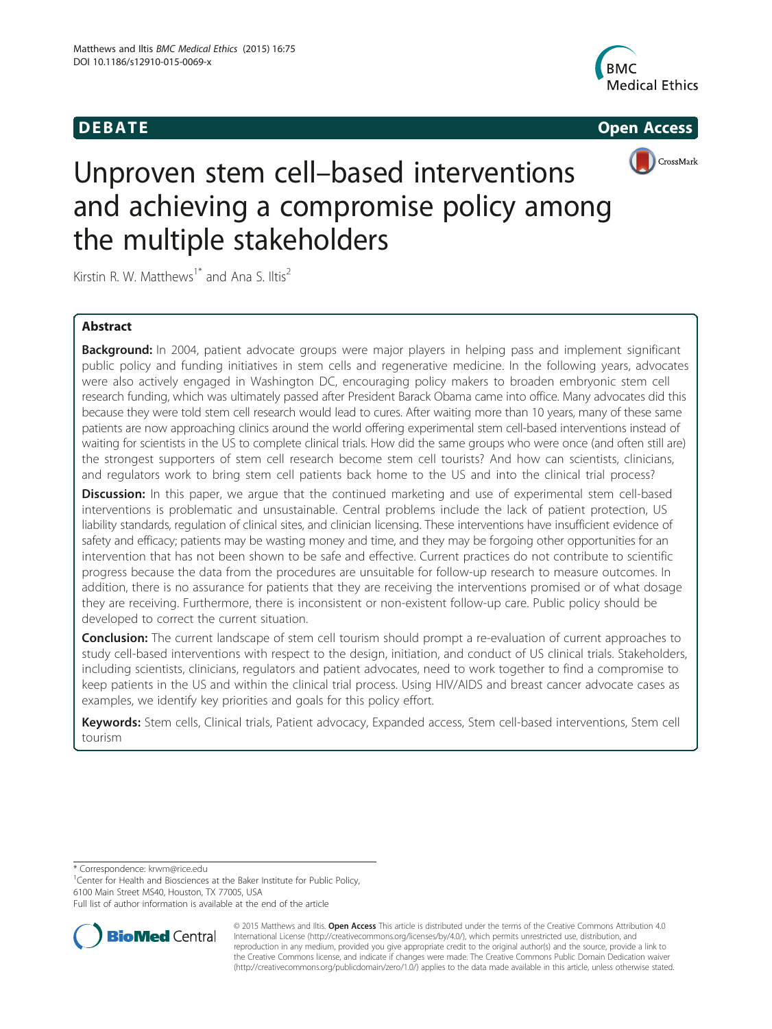**DEBATE** **Open Access**

# Unproven stem cell–based interventions and achieving a compromise policy among the multiple stakeholders

Kirstin R. W. Matthews[1*] and Ana S. Iltis[2]

## Abstract

**Background:** In 2004, patient advocate groups were major players in helping pass and implement significant public policy and funding initiatives in stem cells and regenerative medicine. In the following years, advocates were also actively engaged in Washington DC, encouraging policy makers to broaden embryonic stem cell research funding, which was ultimately passed after President Barack Obama came into office. Many advocates did this because they were told stem cell research would lead to cures. After waiting more than 10 years, many of these same patients are now approaching clinics around the world offering experimental stem cell-based interventions instead of waiting for scientists in the US to complete clinical trials. How did the same groups who were once (and often still are) the strongest supporters of stem cell research become stem cell tourists? And how can scientists, clinicians, and regulators work to bring stem cell patients back home to the US and into the clinical trial process?

**Discussion:** In this paper, we argue that the continued marketing and use of experimental stem cell-based interventions is problematic and unsustainable. Central problems include the lack of patient protection, US liability standards, regulation of clinical sites, and clinician licensing. These interventions have insufficient evidence of safety and efficacy; patients may be wasting money and time, and they may be forgoing other opportunities for an intervention that has not been shown to be safe and effective. Current practices do not contribute to scientific progress because the data from the procedures are unsuitable for follow-up research to measure outcomes. In addition, there is no assurance for patients that they are receiving the interventions promised or of what dosage they are receiving. Furthermore, there is inconsistent or non-existent follow-up care. Public policy should be developed to correct the current situation.

**Conclusion:** The current landscape of stem cell tourism should prompt a re-evaluation of current approaches to study cell-based interventions with respect to the design, initiation, and conduct of US clinical trials. Stakeholders, including scientists, clinicians, regulators and patient advocates, need to work together to find a compromise to keep patients in the US and within the clinical trial process. Using HIV/AIDS and breast cancer advocate cases as examples, we identify key priorities and goals for this policy effort.

**Keywords:** Stem cells, Clinical trials, Patient advocacy, Expanded access, Stem cell-based interventions, Stem cell tourism

---

\* Correspondence: krwm@rice.edu
[1]Center for Health and Biosciences at the Baker Institute for Public Policy, 6100 Main Street MS40, Houston, TX 77005, USA
Full list of author information is available at the end of the article

© 2015 Matthews and Iltis. **Open Access** This article is distributed under the terms of the Creative Commons Attribution 4.0 International License (http://creativecommons.org/licenses/by/4.0/), which permits unrestricted use, distribution, and reproduction in any medium, provided you give appropriate credit to the original author(s) and the source, provide a link to the Creative Commons license, and indicate if changes were made. The Creative Commons Public Domain Dedication waiver (http://creativecommons.org/publicdomain/zero/1.0/) applies to the data made available in this article, unless otherwise stated.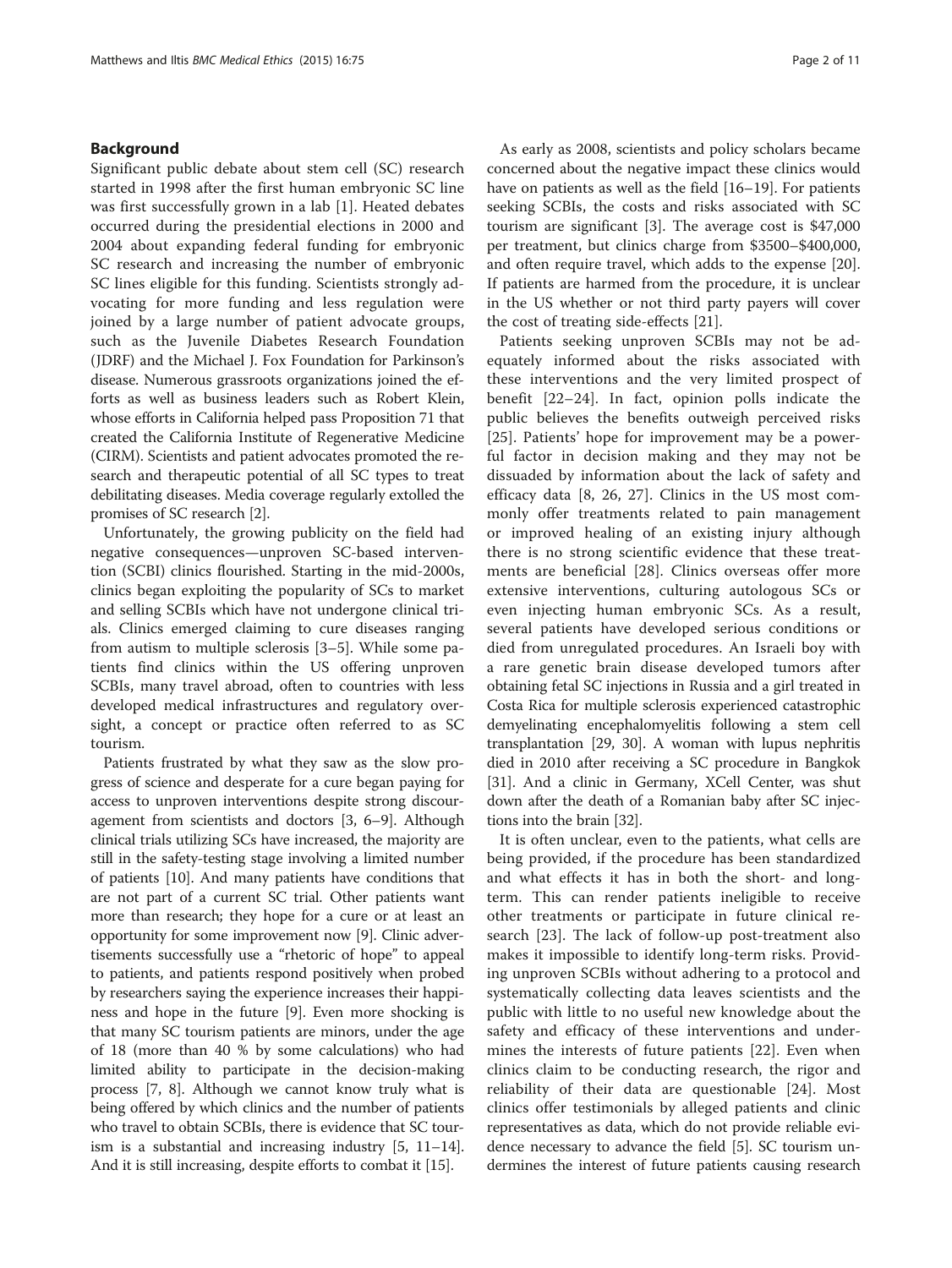## Background

Significant public debate about stem cell (SC) research started in 1998 after the first human embryonic SC line was first successfully grown in a lab [1]. Heated debates occurred during the presidential elections in 2000 and 2004 about expanding federal funding for embryonic SC research and increasing the number of embryonic SC lines eligible for this funding. Scientists strongly advocating for more funding and less regulation were joined by a large number of patient advocate groups, such as the Juvenile Diabetes Research Foundation (JDRF) and the Michael J. Fox Foundation for Parkinson's disease. Numerous grassroots organizations joined the efforts as well as business leaders such as Robert Klein, whose efforts in California helped pass Proposition 71 that created the California Institute of Regenerative Medicine (CIRM). Scientists and patient advocates promoted the research and therapeutic potential of all SC types to treat debilitating diseases. Media coverage regularly extolled the promises of SC research [2].

Unfortunately, the growing publicity on the field had negative consequences—unproven SC-based intervention (SCBI) clinics flourished. Starting in the mid-2000s, clinics began exploiting the popularity of SCs to market and selling SCBIs which have not undergone clinical trials. Clinics emerged claiming to cure diseases ranging from autism to multiple sclerosis [3–5]. While some patients find clinics within the US offering unproven SCBIs, many travel abroad, often to countries with less developed medical infrastructures and regulatory oversight, a concept or practice often referred to as SC tourism.

Patients frustrated by what they saw as the slow progress of science and desperate for a cure began paying for access to unproven interventions despite strong discouragement from scientists and doctors [3, 6–9]. Although clinical trials utilizing SCs have increased, the majority are still in the safety-testing stage involving a limited number of patients [10]. And many patients have conditions that are not part of a current SC trial. Other patients want more than research; they hope for a cure or at least an opportunity for some improvement now [9]. Clinic advertisements successfully use a "rhetoric of hope" to appeal to patients, and patients respond positively when probed by researchers saying the experience increases their happiness and hope in the future [9]. Even more shocking is that many SC tourism patients are minors, under the age of 18 (more than 40 % by some calculations) who had limited ability to participate in the decision-making process [7, 8]. Although we cannot know truly what is being offered by which clinics and the number of patients who travel to obtain SCBIs, there is evidence that SC tourism is a substantial and increasing industry [5, 11–14]. And it is still increasing, despite efforts to combat it [15].

As early as 2008, scientists and policy scholars became concerned about the negative impact these clinics would have on patients as well as the field [16–19]. For patients seeking SCBIs, the costs and risks associated with SC tourism are significant [3]. The average cost is $47,000 per treatment, but clinics charge from $3500–$400,000, and often require travel, which adds to the expense [20]. If patients are harmed from the procedure, it is unclear in the US whether or not third party payers will cover the cost of treating side-effects [21].

Patients seeking unproven SCBIs may not be adequately informed about the risks associated with these interventions and the very limited prospect of benefit [22–24]. In fact, opinion polls indicate the public believes the benefits outweigh perceived risks [25]. Patients' hope for improvement may be a powerful factor in decision making and they may not be dissuaded by information about the lack of safety and efficacy data [8, 26, 27]. Clinics in the US most commonly offer treatments related to pain management or improved healing of an existing injury although there is no strong scientific evidence that these treatments are beneficial [28]. Clinics overseas offer more extensive interventions, culturing autologous SCs or even injecting human embryonic SCs. As a result, several patients have developed serious conditions or died from unregulated procedures. An Israeli boy with a rare genetic brain disease developed tumors after obtaining fetal SC injections in Russia and a girl treated in Costa Rica for multiple sclerosis experienced catastrophic demyelinating encephalomyelitis following a stem cell transplantation [29, 30]. A woman with lupus nephritis died in 2010 after receiving a SC procedure in Bangkok [31]. And a clinic in Germany, XCell Center, was shut down after the death of a Romanian baby after SC injections into the brain [32].

It is often unclear, even to the patients, what cells are being provided, if the procedure has been standardized and what effects it has in both the short- and long-term. This can render patients ineligible to receive other treatments or participate in future clinical research [23]. The lack of follow-up post-treatment also makes it impossible to identify long-term risks. Providing unproven SCBIs without adhering to a protocol and systematically collecting data leaves scientists and the public with little to no useful new knowledge about the safety and efficacy of these interventions and undermines the interests of future patients [22]. Even when clinics claim to be conducting research, the rigor and reliability of their data are questionable [24]. Most clinics offer testimonials by alleged patients and clinic representatives as data, which do not provide reliable evidence necessary to advance the field [5]. SC tourism undermines the interest of future patients causing research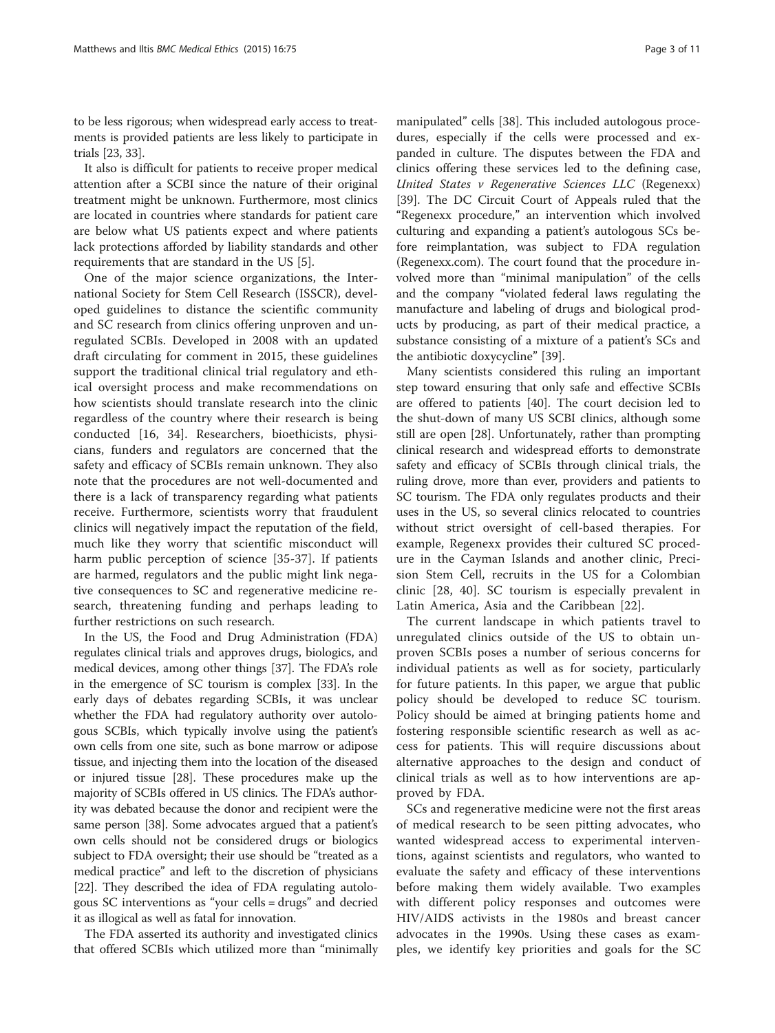to be less rigorous; when widespread early access to treatments is provided patients are less likely to participate in trials [23, 33].

It also is difficult for patients to receive proper medical attention after a SCBI since the nature of their original treatment might be unknown. Furthermore, most clinics are located in countries where standards for patient care are below what US patients expect and where patients lack protections afforded by liability standards and other requirements that are standard in the US [5].

One of the major science organizations, the International Society for Stem Cell Research (ISSCR), developed guidelines to distance the scientific community and SC research from clinics offering unproven and unregulated SCBIs. Developed in 2008 with an updated draft circulating for comment in 2015, these guidelines support the traditional clinical trial regulatory and ethical oversight process and make recommendations on how scientists should translate research into the clinic regardless of the country where their research is being conducted [16, 34]. Researchers, bioethicists, physicians, funders and regulators are concerned that the safety and efficacy of SCBIs remain unknown. They also note that the procedures are not well-documented and there is a lack of transparency regarding what patients receive. Furthermore, scientists worry that fraudulent clinics will negatively impact the reputation of the field, much like they worry that scientific misconduct will harm public perception of science [35-37]. If patients are harmed, regulators and the public might link negative consequences to SC and regenerative medicine research, threatening funding and perhaps leading to further restrictions on such research.

In the US, the Food and Drug Administration (FDA) regulates clinical trials and approves drugs, biologics, and medical devices, among other things [37]. The FDA's role in the emergence of SC tourism is complex [33]. In the early days of debates regarding SCBIs, it was unclear whether the FDA had regulatory authority over autologous SCBIs, which typically involve using the patient's own cells from one site, such as bone marrow or adipose tissue, and injecting them into the location of the diseased or injured tissue [28]. These procedures make up the majority of SCBIs offered in US clinics. The FDA's authority was debated because the donor and recipient were the same person [38]. Some advocates argued that a patient's own cells should not be considered drugs or biologics subject to FDA oversight; their use should be "treated as a medical practice" and left to the discretion of physicians [22]. They described the idea of FDA regulating autologous SC interventions as "your cells = drugs" and decried it as illogical as well as fatal for innovation.

The FDA asserted its authority and investigated clinics that offered SCBIs which utilized more than "minimally manipulated" cells [38]. This included autologous procedures, especially if the cells were processed and expanded in culture. The disputes between the FDA and clinics offering these services led to the defining case, *United States v Regenerative Sciences LLC* (Regenexx) [39]. The DC Circuit Court of Appeals ruled that the "Regenexx procedure," an intervention which involved culturing and expanding a patient's autologous SCs before reimplantation, was subject to FDA regulation (Regenexx.com). The court found that the procedure involved more than "minimal manipulation" of the cells and the company "violated federal laws regulating the manufacture and labeling of drugs and biological products by producing, as part of their medical practice, a substance consisting of a mixture of a patient's SCs and the antibiotic doxycycline" [39].

Many scientists considered this ruling an important step toward ensuring that only safe and effective SCBIs are offered to patients [40]. The court decision led to the shut-down of many US SCBI clinics, although some still are open [28]. Unfortunately, rather than prompting clinical research and widespread efforts to demonstrate safety and efficacy of SCBIs through clinical trials, the ruling drove, more than ever, providers and patients to SC tourism. The FDA only regulates products and their uses in the US, so several clinics relocated to countries without strict oversight of cell-based therapies. For example, Regenexx provides their cultured SC procedure in the Cayman Islands and another clinic, Precision Stem Cell, recruits in the US for a Colombian clinic [28, 40]. SC tourism is especially prevalent in Latin America, Asia and the Caribbean [22].

The current landscape in which patients travel to unregulated clinics outside of the US to obtain unproven SCBIs poses a number of serious concerns for individual patients as well as for society, particularly for future patients. In this paper, we argue that public policy should be developed to reduce SC tourism. Policy should be aimed at bringing patients home and fostering responsible scientific research as well as access for patients. This will require discussions about alternative approaches to the design and conduct of clinical trials as well as to how interventions are approved by FDA.

SCs and regenerative medicine were not the first areas of medical research to be seen pitting advocates, who wanted widespread access to experimental interventions, against scientists and regulators, who wanted to evaluate the safety and efficacy of these interventions before making them widely available. Two examples with different policy responses and outcomes were HIV/AIDS activists in the 1980s and breast cancer advocates in the 1990s. Using these cases as examples, we identify key priorities and goals for the SC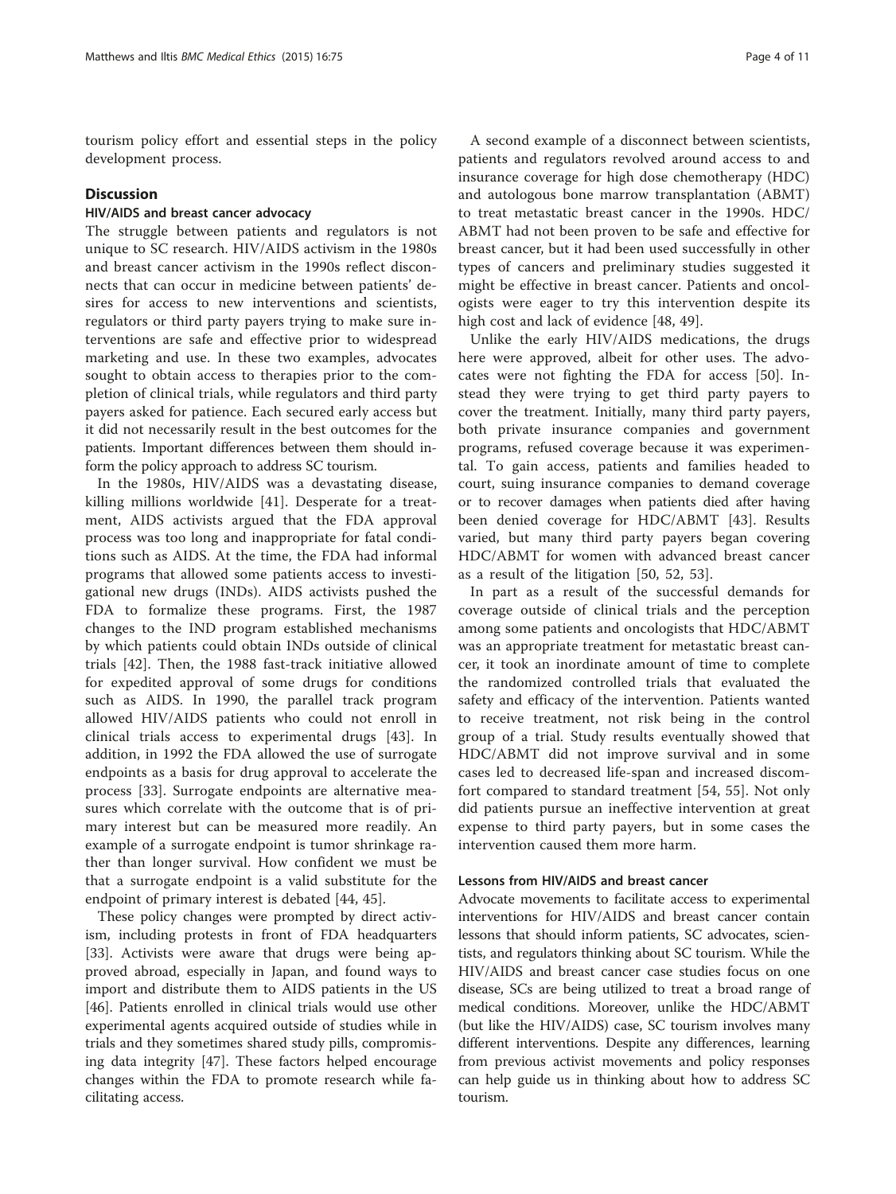tourism policy effort and essential steps in the policy development process.

## Discussion

### HIV/AIDS and breast cancer advocacy

The struggle between patients and regulators is not unique to SC research. HIV/AIDS activism in the 1980s and breast cancer activism in the 1990s reflect disconnects that can occur in medicine between patients' desires for access to new interventions and scientists, regulators or third party payers trying to make sure interventions are safe and effective prior to widespread marketing and use. In these two examples, advocates sought to obtain access to therapies prior to the completion of clinical trials, while regulators and third party payers asked for patience. Each secured early access but it did not necessarily result in the best outcomes for the patients. Important differences between them should inform the policy approach to address SC tourism.

In the 1980s, HIV/AIDS was a devastating disease, killing millions worldwide [41]. Desperate for a treatment, AIDS activists argued that the FDA approval process was too long and inappropriate for fatal conditions such as AIDS. At the time, the FDA had informal programs that allowed some patients access to investigational new drugs (INDs). AIDS activists pushed the FDA to formalize these programs. First, the 1987 changes to the IND program established mechanisms by which patients could obtain INDs outside of clinical trials [42]. Then, the 1988 fast-track initiative allowed for expedited approval of some drugs for conditions such as AIDS. In 1990, the parallel track program allowed HIV/AIDS patients who could not enroll in clinical trials access to experimental drugs [43]. In addition, in 1992 the FDA allowed the use of surrogate endpoints as a basis for drug approval to accelerate the process [33]. Surrogate endpoints are alternative measures which correlate with the outcome that is of primary interest but can be measured more readily. An example of a surrogate endpoint is tumor shrinkage rather than longer survival. How confident we must be that a surrogate endpoint is a valid substitute for the endpoint of primary interest is debated [44, 45].

These policy changes were prompted by direct activism, including protests in front of FDA headquarters [33]. Activists were aware that drugs were being approved abroad, especially in Japan, and found ways to import and distribute them to AIDS patients in the US [46]. Patients enrolled in clinical trials would use other experimental agents acquired outside of studies while in trials and they sometimes shared study pills, compromising data integrity [47]. These factors helped encourage changes within the FDA to promote research while facilitating access.

A second example of a disconnect between scientists, patients and regulators revolved around access to and insurance coverage for high dose chemotherapy (HDC) and autologous bone marrow transplantation (ABMT) to treat metastatic breast cancer in the 1990s. HDC/ABMT had not been proven to be safe and effective for breast cancer, but it had been used successfully in other types of cancers and preliminary studies suggested it might be effective in breast cancer. Patients and oncologists were eager to try this intervention despite its high cost and lack of evidence [48, 49].

Unlike the early HIV/AIDS medications, the drugs here were approved, albeit for other uses. The advocates were not fighting the FDA for access [50]. Instead they were trying to get third party payers to cover the treatment. Initially, many third party payers, both private insurance companies and government programs, refused coverage because it was experimental. To gain access, patients and families headed to court, suing insurance companies to demand coverage or to recover damages when patients died after having been denied coverage for HDC/ABMT [43]. Results varied, but many third party payers began covering HDC/ABMT for women with advanced breast cancer as a result of the litigation [50, 52, 53].

In part as a result of the successful demands for coverage outside of clinical trials and the perception among some patients and oncologists that HDC/ABMT was an appropriate treatment for metastatic breast cancer, it took an inordinate amount of time to complete the randomized controlled trials that evaluated the safety and efficacy of the intervention. Patients wanted to receive treatment, not risk being in the control group of a trial. Study results eventually showed that HDC/ABMT did not improve survival and in some cases led to decreased life-span and increased discomfort compared to standard treatment [54, 55]. Not only did patients pursue an ineffective intervention at great expense to third party payers, but in some cases the intervention caused them more harm.

### Lessons from HIV/AIDS and breast cancer

Advocate movements to facilitate access to experimental interventions for HIV/AIDS and breast cancer contain lessons that should inform patients, SC advocates, scientists, and regulators thinking about SC tourism. While the HIV/AIDS and breast cancer case studies focus on one disease, SCs are being utilized to treat a broad range of medical conditions. Moreover, unlike the HDC/ABMT (but like the HIV/AIDS) case, SC tourism involves many different interventions. Despite any differences, learning from previous activist movements and policy responses can help guide us in thinking about how to address SC tourism.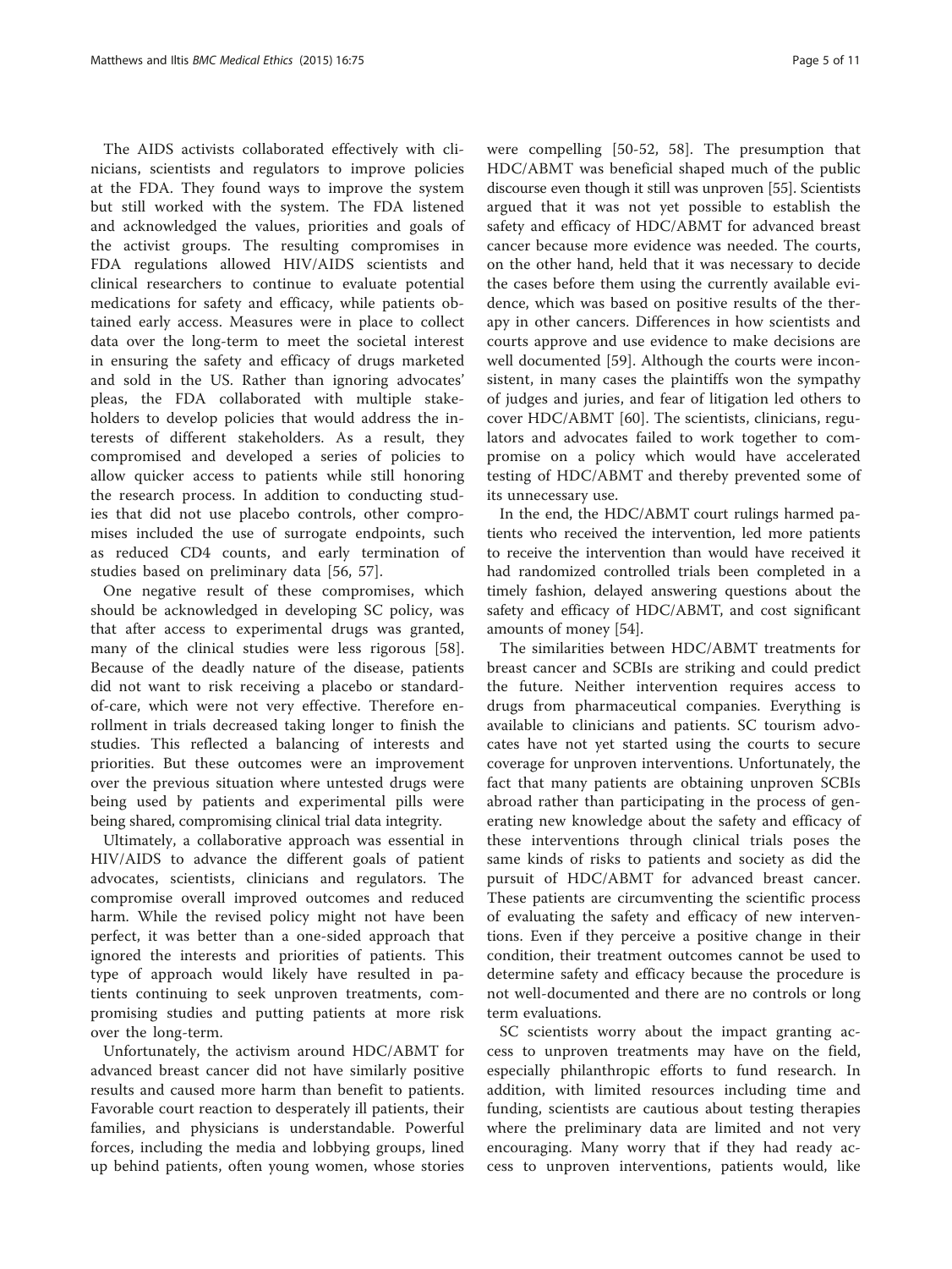The AIDS activists collaborated effectively with clinicians, scientists and regulators to improve policies at the FDA. They found ways to improve the system but still worked with the system. The FDA listened and acknowledged the values, priorities and goals of the activist groups. The resulting compromises in FDA regulations allowed HIV/AIDS scientists and clinical researchers to continue to evaluate potential medications for safety and efficacy, while patients obtained early access. Measures were in place to collect data over the long-term to meet the societal interest in ensuring the safety and efficacy of drugs marketed and sold in the US. Rather than ignoring advocates' pleas, the FDA collaborated with multiple stakeholders to develop policies that would address the interests of different stakeholders. As a result, they compromised and developed a series of policies to allow quicker access to patients while still honoring the research process. In addition to conducting studies that did not use placebo controls, other compromises included the use of surrogate endpoints, such as reduced CD4 counts, and early termination of studies based on preliminary data [56, 57].

One negative result of these compromises, which should be acknowledged in developing SC policy, was that after access to experimental drugs was granted, many of the clinical studies were less rigorous [58]. Because of the deadly nature of the disease, patients did not want to risk receiving a placebo or standard-of-care, which were not very effective. Therefore enrollment in trials decreased taking longer to finish the studies. This reflected a balancing of interests and priorities. But these outcomes were an improvement over the previous situation where untested drugs were being used by patients and experimental pills were being shared, compromising clinical trial data integrity.

Ultimately, a collaborative approach was essential in HIV/AIDS to advance the different goals of patient advocates, scientists, clinicians and regulators. The compromise overall improved outcomes and reduced harm. While the revised policy might not have been perfect, it was better than a one-sided approach that ignored the interests and priorities of patients. This type of approach would likely have resulted in patients continuing to seek unproven treatments, compromising studies and putting patients at more risk over the long-term.

Unfortunately, the activism around HDC/ABMT for advanced breast cancer did not have similarly positive results and caused more harm than benefit to patients. Favorable court reaction to desperately ill patients, their families, and physicians is understandable. Powerful forces, including the media and lobbying groups, lined up behind patients, often young women, whose stories were compelling [50-52, 58]. The presumption that HDC/ABMT was beneficial shaped much of the public discourse even though it still was unproven [55]. Scientists argued that it was not yet possible to establish the safety and efficacy of HDC/ABMT for advanced breast cancer because more evidence was needed. The courts, on the other hand, held that it was necessary to decide the cases before them using the currently available evidence, which was based on positive results of the therapy in other cancers. Differences in how scientists and courts approve and use evidence to make decisions are well documented [59]. Although the courts were inconsistent, in many cases the plaintiffs won the sympathy of judges and juries, and fear of litigation led others to cover HDC/ABMT [60]. The scientists, clinicians, regulators and advocates failed to work together to compromise on a policy which would have accelerated testing of HDC/ABMT and thereby prevented some of its unnecessary use.

In the end, the HDC/ABMT court rulings harmed patients who received the intervention, led more patients to receive the intervention than would have received it had randomized controlled trials been completed in a timely fashion, delayed answering questions about the safety and efficacy of HDC/ABMT, and cost significant amounts of money [54].

The similarities between HDC/ABMT treatments for breast cancer and SCBIs are striking and could predict the future. Neither intervention requires access to drugs from pharmaceutical companies. Everything is available to clinicians and patients. SC tourism advocates have not yet started using the courts to secure coverage for unproven interventions. Unfortunately, the fact that many patients are obtaining unproven SCBIs abroad rather than participating in the process of generating new knowledge about the safety and efficacy of these interventions through clinical trials poses the same kinds of risks to patients and society as did the pursuit of HDC/ABMT for advanced breast cancer. These patients are circumventing the scientific process of evaluating the safety and efficacy of new interventions. Even if they perceive a positive change in their condition, their treatment outcomes cannot be used to determine safety and efficacy because the procedure is not well-documented and there are no controls or long term evaluations.

SC scientists worry about the impact granting access to unproven treatments may have on the field, especially philanthropic efforts to fund research. In addition, with limited resources including time and funding, scientists are cautious about testing therapies where the preliminary data are limited and not very encouraging. Many worry that if they had ready access to unproven interventions, patients would, like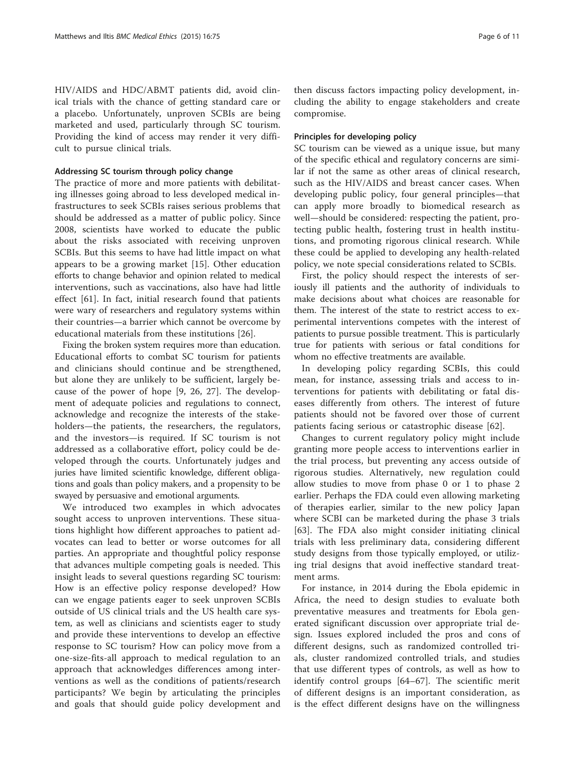HIV/AIDS and HDC/ABMT patients did, avoid clinical trials with the chance of getting standard care or a placebo. Unfortunately, unproven SCBIs are being marketed and used, particularly through SC tourism. Providing the kind of access may render it very difficult to pursue clinical trials.

### Addressing SC tourism through policy change

The practice of more and more patients with debilitating illnesses going abroad to less developed medical infrastructures to seek SCBIs raises serious problems that should be addressed as a matter of public policy. Since 2008, scientists have worked to educate the public about the risks associated with receiving unproven SCBIs. But this seems to have had little impact on what appears to be a growing market [15]. Other education efforts to change behavior and opinion related to medical interventions, such as vaccinations, also have had little effect [61]. In fact, initial research found that patients were wary of researchers and regulatory systems within their countries—a barrier which cannot be overcome by educational materials from these institutions [26].

Fixing the broken system requires more than education. Educational efforts to combat SC tourism for patients and clinicians should continue and be strengthened, but alone they are unlikely to be sufficient, largely because of the power of hope [9, 26, 27]. The development of adequate policies and regulations to connect, acknowledge and recognize the interests of the stakeholders—the patients, the researchers, the regulators, and the investors—is required. If SC tourism is not addressed as a collaborative effort, policy could be developed through the courts. Unfortunately judges and juries have limited scientific knowledge, different obligations and goals than policy makers, and a propensity to be swayed by persuasive and emotional arguments.

We introduced two examples in which advocates sought access to unproven interventions. These situations highlight how different approaches to patient advocates can lead to better or worse outcomes for all parties. An appropriate and thoughtful policy response that advances multiple competing goals is needed. This insight leads to several questions regarding SC tourism: How is an effective policy response developed? How can we engage patients eager to seek unproven SCBIs outside of US clinical trials and the US health care system, as well as clinicians and scientists eager to study and provide these interventions to develop an effective response to SC tourism? How can policy move from a one-size-fits-all approach to medical regulation to an approach that acknowledges differences among interventions as well as the conditions of patients/research participants? We begin by articulating the principles and goals that should guide policy development and then discuss factors impacting policy development, including the ability to engage stakeholders and create compromise.

### Principles for developing policy

SC tourism can be viewed as a unique issue, but many of the specific ethical and regulatory concerns are similar if not the same as other areas of clinical research, such as the HIV/AIDS and breast cancer cases. When developing public policy, four general principles—that can apply more broadly to biomedical research as well—should be considered: respecting the patient, protecting public health, fostering trust in health institutions, and promoting rigorous clinical research. While these could be applied to developing any health-related policy, we note special considerations related to SCBIs.

First, the policy should respect the interests of seriously ill patients and the authority of individuals to make decisions about what choices are reasonable for them. The interest of the state to restrict access to experimental interventions competes with the interest of patients to pursue possible treatment. This is particularly true for patients with serious or fatal conditions for whom no effective treatments are available.

In developing policy regarding SCBIs, this could mean, for instance, assessing trials and access to interventions for patients with debilitating or fatal diseases differently from others. The interest of future patients should not be favored over those of current patients facing serious or catastrophic disease [62].

Changes to current regulatory policy might include granting more people access to interventions earlier in the trial process, but preventing any access outside of rigorous studies. Alternatively, new regulation could allow studies to move from phase 0 or 1 to phase 2 earlier. Perhaps the FDA could even allowing marketing of therapies earlier, similar to the new policy Japan where SCBI can be marketed during the phase 3 trials [63]. The FDA also might consider initiating clinical trials with less preliminary data, considering different study designs from those typically employed, or utilizing trial designs that avoid ineffective standard treatment arms.

For instance, in 2014 during the Ebola epidemic in Africa, the need to design studies to evaluate both preventative measures and treatments for Ebola generated significant discussion over appropriate trial design. Issues explored included the pros and cons of different designs, such as randomized controlled trials, cluster randomized controlled trials, and studies that use different types of controls, as well as how to identify control groups [64–67]. The scientific merit of different designs is an important consideration, as is the effect different designs have on the willingness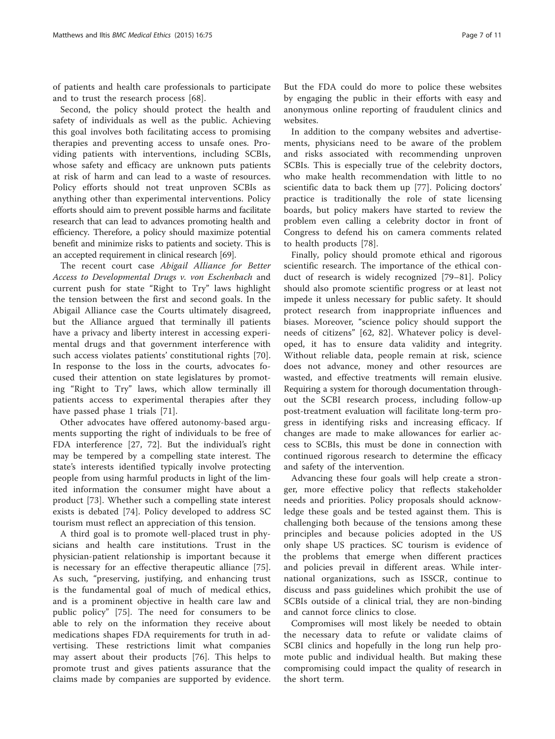of patients and health care professionals to participate and to trust the research process [68].

Second, the policy should protect the health and safety of individuals as well as the public. Achieving this goal involves both facilitating access to promising therapies and preventing access to unsafe ones. Providing patients with interventions, including SCBIs, whose safety and efficacy are unknown puts patients at risk of harm and can lead to a waste of resources. Policy efforts should not treat unproven SCBIs as anything other than experimental interventions. Policy efforts should aim to prevent possible harms and facilitate research that can lead to advances promoting health and efficiency. Therefore, a policy should maximize potential benefit and minimize risks to patients and society. This is an accepted requirement in clinical research [69].

The recent court case *Abigail Alliance for Better Access to Developmental Drugs v. von Eschenbach* and current push for state "Right to Try" laws highlight the tension between the first and second goals. In the Abigail Alliance case the Courts ultimately disagreed, but the Alliance argued that terminally ill patients have a privacy and liberty interest in accessing experimental drugs and that government interference with such access violates patients' constitutional rights [70]. In response to the loss in the courts, advocates focused their attention on state legislatures by promoting "Right to Try" laws, which allow terminally ill patients access to experimental therapies after they have passed phase 1 trials [71].

Other advocates have offered autonomy-based arguments supporting the right of individuals to be free of FDA interference [27, 72]. But the individual's right may be tempered by a compelling state interest. The state's interests identified typically involve protecting people from using harmful products in light of the limited information the consumer might have about a product [73]. Whether such a compelling state interest exists is debated [74]. Policy developed to address SC tourism must reflect an appreciation of this tension.

A third goal is to promote well-placed trust in physicians and health care institutions. Trust in the physician-patient relationship is important because it is necessary for an effective therapeutic alliance [75]. As such, "preserving, justifying, and enhancing trust is the fundamental goal of much of medical ethics, and is a prominent objective in health care law and public policy" [75]. The need for consumers to be able to rely on the information they receive about medications shapes FDA requirements for truth in advertising. These restrictions limit what companies may assert about their products [76]. This helps to promote trust and gives patients assurance that the claims made by companies are supported by evidence. But the FDA could do more to police these websites by engaging the public in their efforts with easy and anonymous online reporting of fraudulent clinics and websites.

In addition to the company websites and advertisements, physicians need to be aware of the problem and risks associated with recommending unproven SCBIs. This is especially true of the celebrity doctors, who make health recommendation with little to no scientific data to back them up [77]. Policing doctors' practice is traditionally the role of state licensing boards, but policy makers have started to review the problem even calling a celebrity doctor in front of Congress to defend his on camera comments related to health products [78].

Finally, policy should promote ethical and rigorous scientific research. The importance of the ethical conduct of research is widely recognized [79–81]. Policy should also promote scientific progress or at least not impede it unless necessary for public safety. It should protect research from inappropriate influences and biases. Moreover, "science policy should support the needs of citizens" [62, 82]. Whatever policy is developed, it has to ensure data validity and integrity. Without reliable data, people remain at risk, science does not advance, money and other resources are wasted, and effective treatments will remain elusive. Requiring a system for thorough documentation throughout the SCBI research process, including follow-up post-treatment evaluation will facilitate long-term progress in identifying risks and increasing efficacy. If changes are made to make allowances for earlier access to SCBIs, this must be done in connection with continued rigorous research to determine the efficacy and safety of the intervention.

Advancing these four goals will help create a stronger, more effective policy that reflects stakeholder needs and priorities. Policy proposals should acknowledge these goals and be tested against them. This is challenging both because of the tensions among these principles and because policies adopted in the US only shape US practices. SC tourism is evidence of the problems that emerge when different practices and policies prevail in different areas. While international organizations, such as ISSCR, continue to discuss and pass guidelines which prohibit the use of SCBIs outside of a clinical trial, they are non-binding and cannot force clinics to close.

Compromises will most likely be needed to obtain the necessary data to refute or validate claims of SCBI clinics and hopefully in the long run help promote public and individual health. But making these compromising could impact the quality of research in the short term.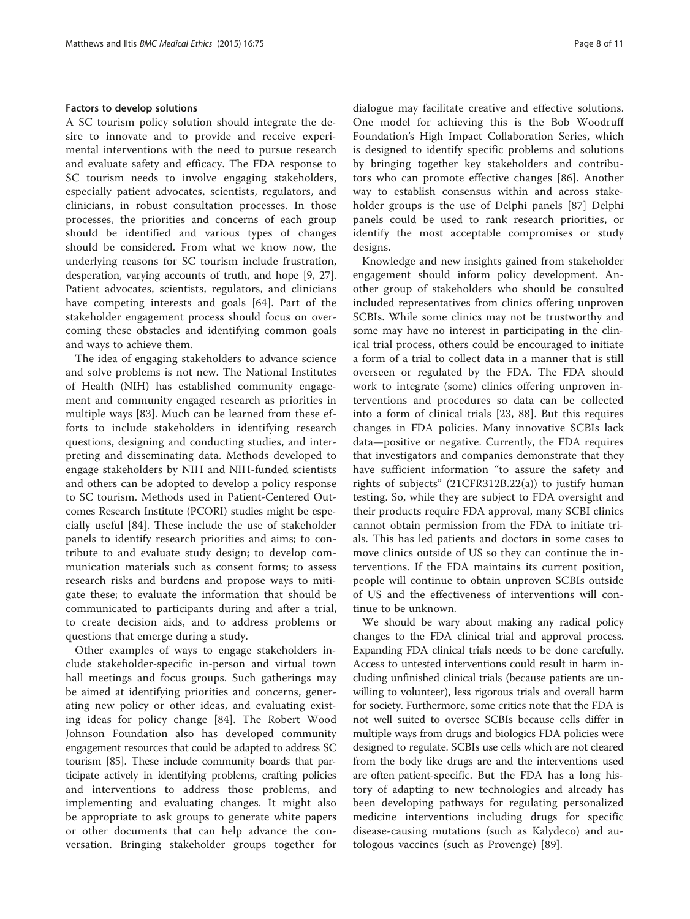### Factors to develop solutions

A SC tourism policy solution should integrate the desire to innovate and to provide and receive experimental interventions with the need to pursue research and evaluate safety and efficacy. The FDA response to SC tourism needs to involve engaging stakeholders, especially patient advocates, scientists, regulators, and clinicians, in robust consultation processes. In those processes, the priorities and concerns of each group should be identified and various types of changes should be considered. From what we know now, the underlying reasons for SC tourism include frustration, desperation, varying accounts of truth, and hope [9, 27]. Patient advocates, scientists, regulators, and clinicians have competing interests and goals [64]. Part of the stakeholder engagement process should focus on overcoming these obstacles and identifying common goals and ways to achieve them.

The idea of engaging stakeholders to advance science and solve problems is not new. The National Institutes of Health (NIH) has established community engagement and community engaged research as priorities in multiple ways [83]. Much can be learned from these efforts to include stakeholders in identifying research questions, designing and conducting studies, and interpreting and disseminating data. Methods developed to engage stakeholders by NIH and NIH-funded scientists and others can be adopted to develop a policy response to SC tourism. Methods used in Patient-Centered Outcomes Research Institute (PCORI) studies might be especially useful [84]. These include the use of stakeholder panels to identify research priorities and aims; to contribute to and evaluate study design; to develop communication materials such as consent forms; to assess research risks and burdens and propose ways to mitigate these; to evaluate the information that should be communicated to participants during and after a trial, to create decision aids, and to address problems or questions that emerge during a study.

Other examples of ways to engage stakeholders include stakeholder-specific in-person and virtual town hall meetings and focus groups. Such gatherings may be aimed at identifying priorities and concerns, generating new policy or other ideas, and evaluating existing ideas for policy change [84]. The Robert Wood Johnson Foundation also has developed community engagement resources that could be adapted to address SC tourism [85]. These include community boards that participate actively in identifying problems, crafting policies and interventions to address those problems, and implementing and evaluating changes. It might also be appropriate to ask groups to generate white papers or other documents that can help advance the conversation. Bringing stakeholder groups together for dialogue may facilitate creative and effective solutions. One model for achieving this is the Bob Woodruff Foundation's High Impact Collaboration Series, which is designed to identify specific problems and solutions by bringing together key stakeholders and contributors who can promote effective changes [86]. Another way to establish consensus within and across stakeholder groups is the use of Delphi panels [87] Delphi panels could be used to rank research priorities, or identify the most acceptable compromises or study designs.

Knowledge and new insights gained from stakeholder engagement should inform policy development. Another group of stakeholders who should be consulted included representatives from clinics offering unproven SCBIs. While some clinics may not be trustworthy and some may have no interest in participating in the clinical trial process, others could be encouraged to initiate a form of a trial to collect data in a manner that is still overseen or regulated by the FDA. The FDA should work to integrate (some) clinics offering unproven interventions and procedures so data can be collected into a form of clinical trials [23, 88]. But this requires changes in FDA policies. Many innovative SCBIs lack data—positive or negative. Currently, the FDA requires that investigators and companies demonstrate that they have sufficient information "to assure the safety and rights of subjects" (21CFR312B.22(a)) to justify human testing. So, while they are subject to FDA oversight and their products require FDA approval, many SCBI clinics cannot obtain permission from the FDA to initiate trials. This has led patients and doctors in some cases to move clinics outside of US so they can continue the interventions. If the FDA maintains its current position, people will continue to obtain unproven SCBIs outside of US and the effectiveness of interventions will continue to be unknown.

We should be wary about making any radical policy changes to the FDA clinical trial and approval process. Expanding FDA clinical trials needs to be done carefully. Access to untested interventions could result in harm including unfinished clinical trials (because patients are unwilling to volunteer), less rigorous trials and overall harm for society. Furthermore, some critics note that the FDA is not well suited to oversee SCBIs because cells differ in multiple ways from drugs and biologics FDA policies were designed to regulate. SCBIs use cells which are not cleared from the body like drugs are and the interventions used are often patient-specific. But the FDA has a long history of adapting to new technologies and already has been developing pathways for regulating personalized medicine interventions including drugs for specific disease-causing mutations (such as Kalydeco) and autologous vaccines (such as Provenge) [89].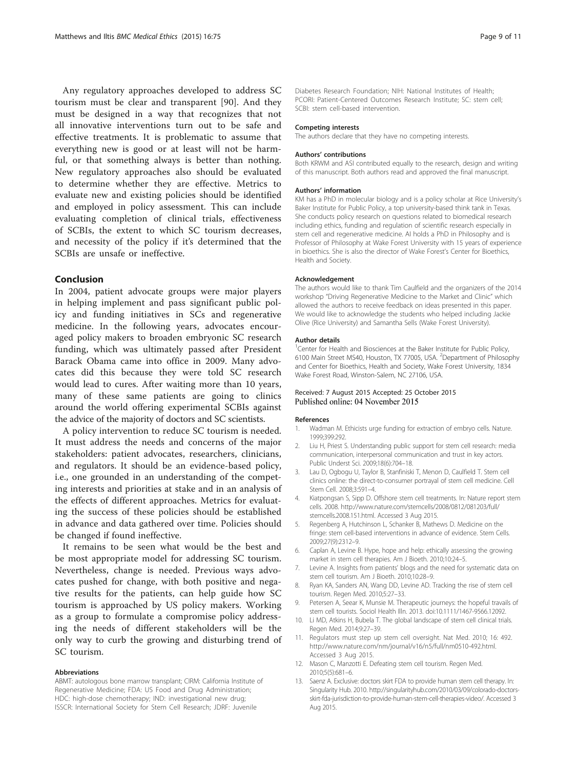Any regulatory approaches developed to address SC tourism must be clear and transparent [90]. And they must be designed in a way that recognizes that not all innovative interventions turn out to be safe and effective treatments. It is problematic to assume that everything new is good or at least will not be harmful, or that something always is better than nothing. New regulatory approaches also should be evaluated to determine whether they are effective. Metrics to evaluate new and existing policies should be identified and employed in policy assessment. This can include evaluating completion of clinical trials, effectiveness of SCBIs, the extent to which SC tourism decreases, and necessity of the policy if it's determined that the SCBIs are unsafe or ineffective.

## Conclusion

In 2004, patient advocate groups were major players in helping implement and pass significant public policy and funding initiatives in SCs and regenerative medicine. In the following years, advocates encouraged policy makers to broaden embryonic SC research funding, which was ultimately passed after President Barack Obama came into office in 2009. Many advocates did this because they were told SC research would lead to cures. After waiting more than 10 years, many of these same patients are going to clinics around the world offering experimental SCBIs against the advice of the majority of doctors and SC scientists.

A policy intervention to reduce SC tourism is needed. It must address the needs and concerns of the major stakeholders: patient advocates, researchers, clinicians, and regulators. It should be an evidence-based policy, i.e., one grounded in an understanding of the competing interests and priorities at stake and in an analysis of the effects of different approaches. Metrics for evaluating the success of these policies should be established in advance and data gathered over time. Policies should be changed if found ineffective.

It remains to be seen what would be the best and be most appropriate model for addressing SC tourism. Nevertheless, change is needed. Previous ways advocates pushed for change, with both positive and negative results for the patients, can help guide how SC tourism is approached by US policy makers. Working as a group to formulate a compromise policy addressing the needs of different stakeholders will be the only way to curb the growing and disturbing trend of SC tourism.

#### Abbreviations

ABMT: autologous bone marrow transplant; CIRM: California Institute of Regenerative Medicine; FDA: US Food and Drug Administration; HDC: high-dose chemotherapy; IND: investigational new drug; ISSCR: International Society for Stem Cell Research; JDRF: Juvenile Diabetes Research Foundation; NIH: National Institutes of Health; PCORI: Patient-Centered Outcomes Research Institute; SC: stem cell; SCBI: stem cell-based intervention.

#### Competing interests

The authors declare that they have no competing interests.

#### Authors' contributions

Both KRWM and ASI contributed equally to the research, design and writing of this manuscript. Both authors read and approved the final manuscript.

#### Authors' information

KM has a PhD in molecular biology and is a policy scholar at Rice University's Baker Institute for Public Policy, a top university-based think tank in Texas. She conducts policy research on questions related to biomedical research including ethics, funding and regulation of scientific research especially in stem cell and regenerative medicine. AI holds a PhD in Philosophy and is Professor of Philosophy at Wake Forest University with 15 years of experience in bioethics. She is also the director of Wake Forest's Center for Bioethics, Health and Society.

#### Acknowledgement

The authors would like to thank Tim Caulfield and the organizers of the 2014 workshop "Driving Regenerative Medicine to the Market and Clinic" which allowed the authors to receive feedback on ideas presented in this paper. We would like to acknowledge the students who helped including Jackie Olive (Rice University) and Samantha Sells (Wake Forest University).

#### Author details

[1]Center for Health and Biosciences at the Baker Institute for Public Policy, 6100 Main Street MS40, Houston, TX 77005, USA. [2]Department of Philosophy and Center for Bioethics, Health and Society, Wake Forest University, 1834 Wake Forest Road, Winston-Salem, NC 27106, USA.

Received: 7 August 2015 Accepted: 25 October 2015
Published online: 04 November 2015

#### References

1. Wadman M. Ethicists urge funding for extraction of embryo cells. Nature. 1999;399:292.
2. Liu H, Priest S. Understanding public support for stem cell research: media communication, interpersonal communication and trust in key actors. Public Underst Sci. 2009;18(6):704–18.
3. Lau D, Ogbogu U, Taylor B, Stanfiniski T, Menon D, Caulfield T. Stem cell clinics online: the direct-to-consumer portrayal of stem cell medicine. Cell Stem Cell. 2008;3:591–4.
4. Kiatpongsan S, Sipp D. Offshore stem cell treatments. In: Nature report stem cells. 2008. http://www.nature.com/stemcells/2008/0812/081203/full/stemcells.2008.151.html. Accessed 3 Aug 2015.
5. Regenberg A, Hutchinson L, Schanker B, Mathews D. Medicine on the fringe: stem cell-based interventions in advance of evidence. Stem Cells. 2009;27(9):2312–9.
6. Caplan A, Levine B. Hype, hope and help: ethically assessing the growing market in stem cell therapies. Am J Bioeth. 2010;10:24–5.
7. Levine A. Insights from patients' blogs and the need for systematic data on stem cell tourism. Am J Bioeth. 2010;10:28–9.
8. Ryan KA, Sanders AN, Wang DD, Levine AD. Tracking the rise of stem cell tourism. Regen Med. 2010;5:27–33.
9. Petersen A, Seear K, Munsie M. Therapeutic journeys: the hopeful travails of stem cell tourists. Sociol Health Illn. 2013. doi:10.1111/1467-9566.12092.
10. Li MD, Atkins H, Bubela T. The global landscape of stem cell clinical trials. Regen Med. 2014;9:27–39.
11. Regulators must step up stem cell oversight. Nat Med. 2010; 16: 492. http://www.nature.com/nm/journal/v16/n5/full/nm0510-492.html. Accessed 3 Aug 2015.
12. Mason C, Manzotti E. Defeating stem cell tourism. Regen Med. 2010;5(5):681–6.
13. Saenz A. Exclusive: doctors skirt FDA to provide human stem cell therapy. In: Singularity Hub. 2010. http://singularityhub.com/2010/03/09/colorado-doctors-skirt-fda-jurisdiction-to-provide-human-stem-cell-therapies-video/. Accessed 3 Aug 2015.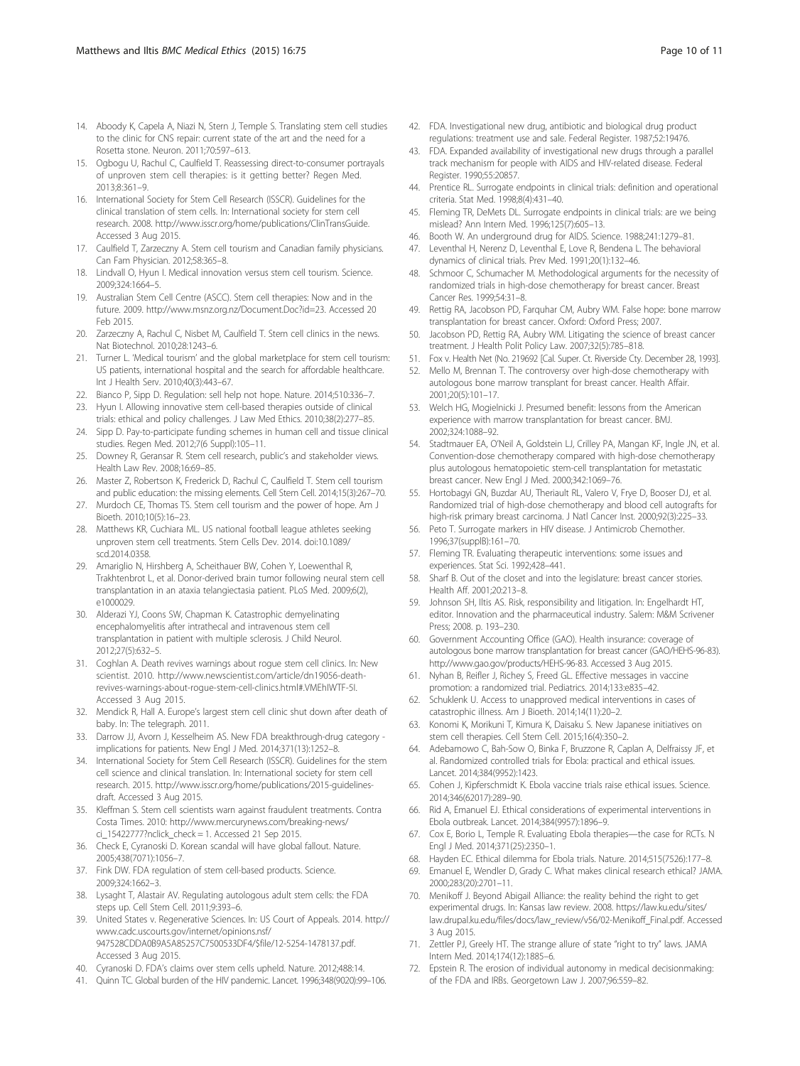14. Aboody K, Capela A, Niazi N, Stern J, Temple S. Translating stem cell studies to the clinic for CNS repair: current state of the art and the need for a Rosetta stone. Neuron. 2011;70:597–613.
15. Ogbogu U, Rachul C, Caulfield T. Reassessing direct-to-consumer portrayals of unproven stem cell therapies: is it getting better? Regen Med. 2013;8:361–9.
16. International Society for Stem Cell Research (ISSCR). Guidelines for the clinical translation of stem cells. In: International society for stem cell research. 2008. http://www.isscr.org/home/publications/ClinTransGuide. Accessed 3 Aug 2015.
17. Caulfield T, Zarzeczny A. Stem cell tourism and Canadian family physicians. Can Fam Physician. 2012;58:365–8.
18. Lindvall O, Hyun I. Medical innovation versus stem cell tourism. Science. 2009;324:1664–5.
19. Australian Stem Cell Centre (ASCC). Stem cell therapies: Now and in the future. 2009. http://www.msnz.org.nz/Document.Doc?id=23. Accessed 20 Feb 2015.
20. Zarzeczny A, Rachul C, Nisbet M, Caulfield T. Stem cell clinics in the news. Nat Biotechnol. 2010;28:1243–6.
21. Turner L. 'Medical tourism' and the global marketplace for stem cell tourism: US patients, international hospital and the search for affordable healthcare. Int J Health Serv. 2010;40(3):443–67.
22. Bianco P, Sipp D. Regulation: sell help not hope. Nature. 2014;510:336–7.
23. Hyun I. Allowing innovative stem cell-based therapies outside of clinical trials: ethical and policy challenges. J Law Med Ethics. 2010;38(2):277–85.
24. Sipp D. Pay-to-participate funding schemes in human cell and tissue clinical studies. Regen Med. 2012;7(6 Suppl):105–11.
25. Downey R, Geransar R. Stem cell research, public's and stakeholder views. Health Law Rev. 2008;16:69–85.
26. Master Z, Robertson K, Frederick D, Rachul C, Caulfield T. Stem cell tourism and public education: the missing elements. Cell Stem Cell. 2014;15(3):267–70.
27. Murdoch CE, Thomas TS. Stem cell tourism and the power of hope. Am J Bioeth. 2010;10(5):16–23.
28. Matthews KR, Cuchiara ML. US national football league athletes seeking unproven stem cell treatments. Stem Cells Dev. 2014. doi:10.1089/scd.2014.0358.
29. Amariglio N, Hirshberg A, Scheithauer BW, Cohen Y, Loewenthal R, Trakhtenbrot L, et al. Donor-derived brain tumor following neural stem cell transplantation in an ataxia telangiectasia patient. PLoS Med. 2009;6(2), e1000029.
30. Alderazi YJ, Coons SW, Chapman K. Catastrophic demyelinating encephalomyelitis after intrathecal and intravenous stem cell transplantation in patient with multiple sclerosis. J Child Neurol. 2012;27(5):632–5.
31. Coghlan A. Death revives warnings about rogue stem cell clinics. In: New scientist. 2010. http://www.newscientist.com/article/dn19056-death-revives-warnings-about-rogue-stem-cell-clinics.html#.VMEhIWTF-5I. Accessed 3 Aug 2015.
32. Mendick R, Hall A. Europe's largest stem cell clinic shut down after death of baby. In: The telegraph. 2011.
33. Darrow JJ, Avorn J, Kesselheim AS. New FDA breakthrough-drug category - implications for patients. New Engl J Med. 2014;371(13):1252–8.
34. International Society for Stem Cell Research (ISSCR). Guidelines for the stem cell science and clinical translation. In: International society for stem cell research. 2015. http://www.isscr.org/home/publications/2015-guidelines-draft. Accessed 3 Aug 2015.
35. Kleffman S. Stem cell scientists warn against fraudulent treatments. Contra Costa Times. 2010: http://www.mercurynews.com/breaking-news/ci_15422777?nclick_check = 1. Accessed 21 Sep 2015.
36. Check E, Cyranoski D. Korean scandal will have global fallout. Nature. 2005;438(7071):1056–7.
37. Fink DW. FDA regulation of stem cell-based products. Science. 2009;324:1662–3.
38. Lysaght T, Alastair AV. Regulating autologous adult stem cells: the FDA steps up. Cell Stem Cell. 2011;9:393–6.
39. United States v. Regenerative Sciences. In: US Court of Appeals. 2014. http://www.cadc.uscourts.gov/internet/opinions.nsf/947528CDDA0B9A5A85257C7500533DF4/$file/12-5254-1478137.pdf. Accessed 3 Aug 2015.
40. Cyranoski D. FDA's claims over stem cells upheld. Nature. 2012;488:14.
41. Quinn TC. Global burden of the HIV pandemic. Lancet. 1996;348(9020):99–106.
42. FDA. Investigational new drug, antibiotic and biological drug product regulations: treatment use and sale. Federal Register. 1987;52:19476.
43. FDA. Expanded availability of investigational new drugs through a parallel track mechanism for people with AIDS and HIV-related disease. Federal Register. 1990;55:20857.
44. Prentice RL. Surrogate endpoints in clinical trials: definition and operational criteria. Stat Med. 1998;8(4):431–40.
45. Fleming TR, DeMets DL. Surrogate endpoints in clinical trials: are we being mislead? Ann Intern Med. 1996;125(7):605–13.
46. Booth W. An underground drug for AIDS. Science. 1988;241:1279–81.
47. Leventhal H, Nerenz D, Leventhal E, Love R, Bendena L. The behavioral dynamics of clinical trials. Prev Med. 1991;20(1):132–46.
48. Schmoor C, Schumacher M. Methodological arguments for the necessity of randomized trials in high-dose chemotherapy for breast cancer. Breast Cancer Res. 1999;54:31–8.
49. Rettig RA, Jacobson PD, Farquhar CM, Aubry WM. False hope: bone marrow transplantation for breast cancer. Oxford: Oxford Press; 2007.
50. Jacobson PD, Rettig RA, Aubry WM. Litigating the science of breast cancer treatment. J Health Polit Policy Law. 2007;32(5):785–818.
51. Fox v. Health Net (No. 219692 [Cal. Super. Ct. Riverside Cty. December 28, 1993].
52. Mello M, Brennan T. The controversy over high-dose chemotherapy with autologous bone marrow transplant for breast cancer. Health Affair. 2001;20(5):101–17.
53. Welch HG, Mogielnicki J. Presumed benefit: lessons from the American experience with marrow transplantation for breast cancer. BMJ. 2002;324:1088–92.
54. Stadtmauer EA, O'Neil A, Goldstein LJ, Crilley PA, Mangan KF, Ingle JN, et al. Convention-dose chemotherapy compared with high-dose chemotherapy plus autologous hematopoietic stem-cell transplantation for metastatic breast cancer. New Engl J Med. 2000;342:1069–76.
55. Hortobagyi GN, Buzdar AU, Theriault RL, Valero V, Frye D, Booser DJ, et al. Randomized trial of high-dose chemotherapy and blood cell autografts for high-risk primary breast carcinoma. J Natl Cancer Inst. 2000;92(3):225–33.
56. Peto T. Surrogate markers in HIV disease. J Antimicrob Chemother. 1996;37(supplB):161–70.
57. Fleming TR. Evaluating therapeutic interventions: some issues and experiences. Stat Sci. 1992;428–441.
58. Sharf B. Out of the closet and into the legislature: breast cancer stories. Health Aff. 2001;20:213–8.
59. Johnson SH, Iltis AS. Risk, responsibility and litigation. In: Engelhardt HT, editor. Innovation and the pharmaceutical industry. Salem: M&M Scrivener Press; 2008. p. 193–230.
60. Government Accounting Office (GAO). Health insurance: coverage of autologous bone marrow transplantation for breast cancer (GAO/HEHS-96-83). http://www.gao.gov/products/HEHS-96-83. Accessed 3 Aug 2015.
61. Nyhan B, Reifler J, Richey S, Freed GL. Effective messages in vaccine promotion: a randomized trial. Pediatrics. 2014;133:e835–42.
62. Schuklenk U. Access to unapproved medical interventions in cases of catastrophic illness. Am J Bioeth. 2014;14(11):20–2.
63. Konomi K, Morikuni T, Kimura K, Daisaku S. New Japanese initiatives on stem cell therapies. Cell Stem Cell. 2015;16(4):350–2.
64. Adebamowo C, Bah-Sow O, Binka F, Bruzzone R, Caplan A, Delfraissy JF, et al. Randomized controlled trials for Ebola: practical and ethical issues. Lancet. 2014;384(9952):1423.
65. Cohen J, Kipferschmidt K. Ebola vaccine trials raise ethical issues. Science. 2014;346(62017):289–90.
66. Rid A, Emanuel EJ. Ethical considerations of experimental interventions in Ebola outbreak. Lancet. 2014;384(9957):1896–9.
67. Cox E, Borio L, Temple R. Evaluating Ebola therapies—the case for RCTs. N Engl J Med. 2014;371(25):2350–1.
68. Hayden EC. Ethical dilemma for Ebola trials. Nature. 2014;515(7526):177–8.
69. Emanuel E, Wendler D, Grady C. What makes clinical research ethical? JAMA. 2000;283(20):2701–11.
70. Menikoff J. Beyond Abigail Alliance: the reality behind the right to get experimental drugs. In: Kansas law review. 2008. https://law.ku.edu/sites/law.drupal.ku.edu/files/docs/law_review/v56/02-Menikoff_Final.pdf. Accessed 3 Aug 2015.
71. Zettler PJ, Greely HT. The strange allure of state "right to try" laws. JAMA Intern Med. 2014;174(12):1885–6.
72. Epstein R. The erosion of individual autonomy in medical decisionmaking: of the FDA and IRBs. Georgetown Law J. 2007;96:559–82.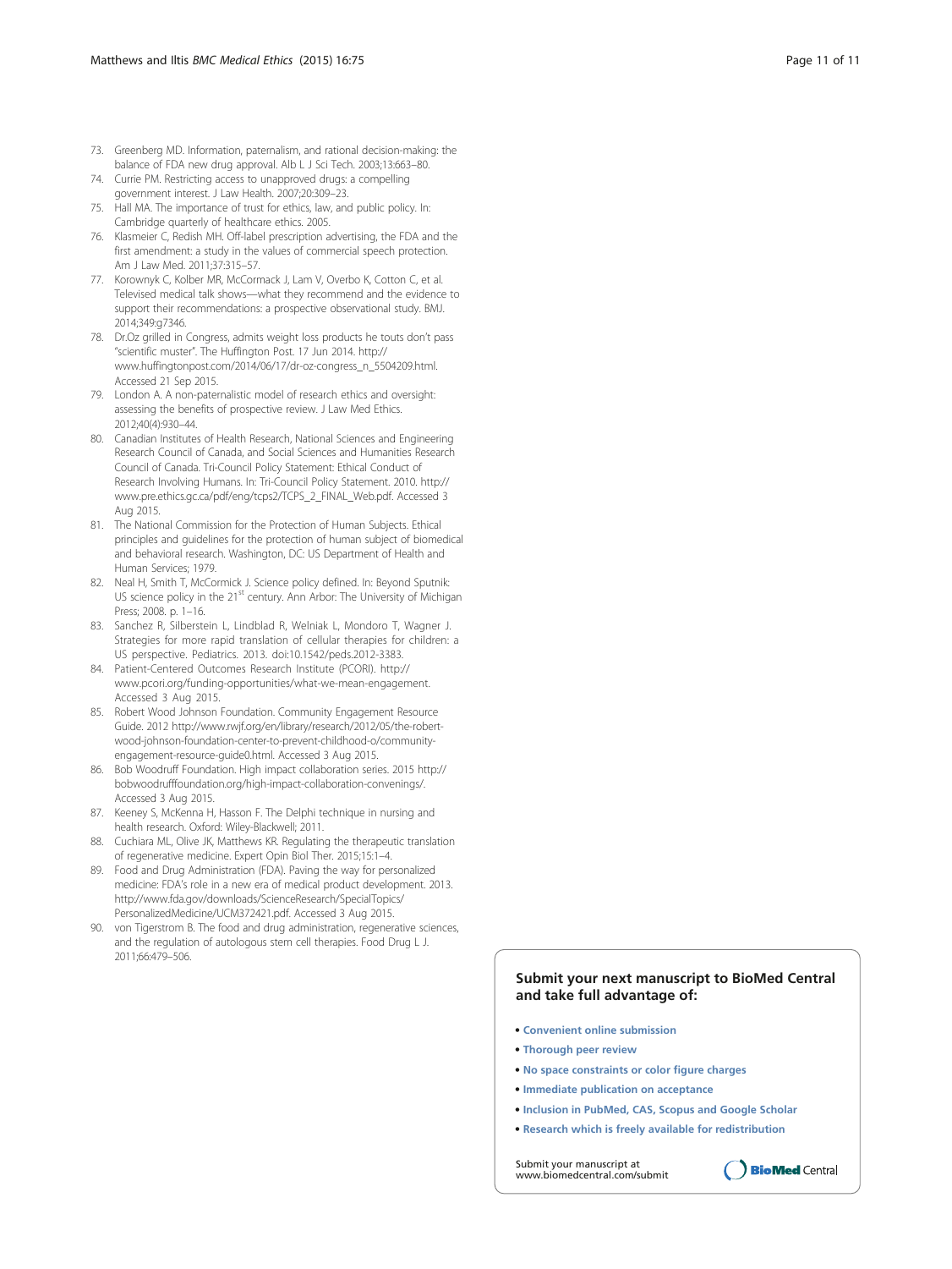73. Greenberg MD. Information, paternalism, and rational decision-making: the balance of FDA new drug approval. Alb L J Sci Tech. 2003;13:663–80.
74. Currie PM. Restricting access to unapproved drugs: a compelling government interest. J Law Health. 2007;20:309–23.
75. Hall MA. The importance of trust for ethics, law, and public policy. In: Cambridge quarterly of healthcare ethics. 2005.
76. Klasmeier C, Redish MH. Off-label prescription advertising, the FDA and the first amendment: a study in the values of commercial speech protection. Am J Law Med. 2011;37:315–57.
77. Korownyk C, Kolber MR, McCormack J, Lam V, Overbo K, Cotton C, et al. Televised medical talk shows—what they recommend and the evidence to support their recommendations: a prospective observational study. BMJ. 2014;349:g7346.
78. Dr.Oz grilled in Congress, admits weight loss products he touts don't pass "scientific muster". The Huffington Post. 17 Jun 2014. http://www.huffingtonpost.com/2014/06/17/dr-oz-congress_n_5504209.html. Accessed 21 Sep 2015.
79. London A. A non-paternalistic model of research ethics and oversight: assessing the benefits of prospective review. J Law Med Ethics. 2012;40(4):930–44.
80. Canadian Institutes of Health Research, National Sciences and Engineering Research Council of Canada, and Social Sciences and Humanities Research Council of Canada. Tri-Council Policy Statement: Ethical Conduct of Research Involving Humans. In: Tri-Council Policy Statement. 2010. http://www.pre.ethics.gc.ca/pdf/eng/tcps2/TCPS_2_FINAL_Web.pdf. Accessed 3 Aug 2015.
81. The National Commission for the Protection of Human Subjects. Ethical principles and guidelines for the protection of human subject of biomedical and behavioral research. Washington, DC: US Department of Health and Human Services; 1979.
82. Neal H, Smith T, McCormick J. Science policy defined. In: Beyond Sputnik: US science policy in the 21st century. Ann Arbor: The University of Michigan Press; 2008. p. 1–16.
83. Sanchez R, Silberstein L, Lindblad R, Welniak L, Mondoro T, Wagner J. Strategies for more rapid translation of cellular therapies for children: a US perspective. Pediatrics. 2013. doi:10.1542/peds.2012-3383.
84. Patient-Centered Outcomes Research Institute (PCORI). http://www.pcori.org/funding-opportunities/what-we-mean-engagement. Accessed 3 Aug 2015.
85. Robert Wood Johnson Foundation. Community Engagement Resource Guide. 2012 http://www.rwjf.org/en/library/research/2012/05/the-robert-wood-johnson-foundation-center-to-prevent-childhood-o/community-engagement-resource-guide0.html. Accessed 3 Aug 2015.
86. Bob Woodruff Foundation. High impact collaboration series. 2015 http://bobwoodrufffoundation.org/high-impact-collaboration-convenings/. Accessed 3 Aug 2015.
87. Keeney S, McKenna H, Hasson F. The Delphi technique in nursing and health research. Oxford: Wiley-Blackwell; 2011.
88. Cuchiara ML, Olive JK, Matthews KR. Regulating the therapeutic translation of regenerative medicine. Expert Opin Biol Ther. 2015;15:1–4.
89. Food and Drug Administration (FDA). Paving the way for personalized medicine: FDA's role in a new era of medical product development. 2013. http://www.fda.gov/downloads/ScienceResearch/SpecialTopics/PersonalizedMedicine/UCM372421.pdf. Accessed 3 Aug 2015.
90. von Tigerstrom B. The food and drug administration, regenerative sciences, and the regulation of autologous stem cell therapies. Food Drug L J. 2011;66:479–506.

**Submit your next manuscript to BioMed Central and take full advantage of:**

- **Convenient online submission**
- **Thorough peer review**
- **No space constraints or color figure charges**
- **Immediate publication on acceptance**
- **Inclusion in PubMed, CAS, Scopus and Google Scholar**
- **Research which is freely available for redistribution**

Submit your manuscript at www.biomedcentral.com/submit

BioMed Central